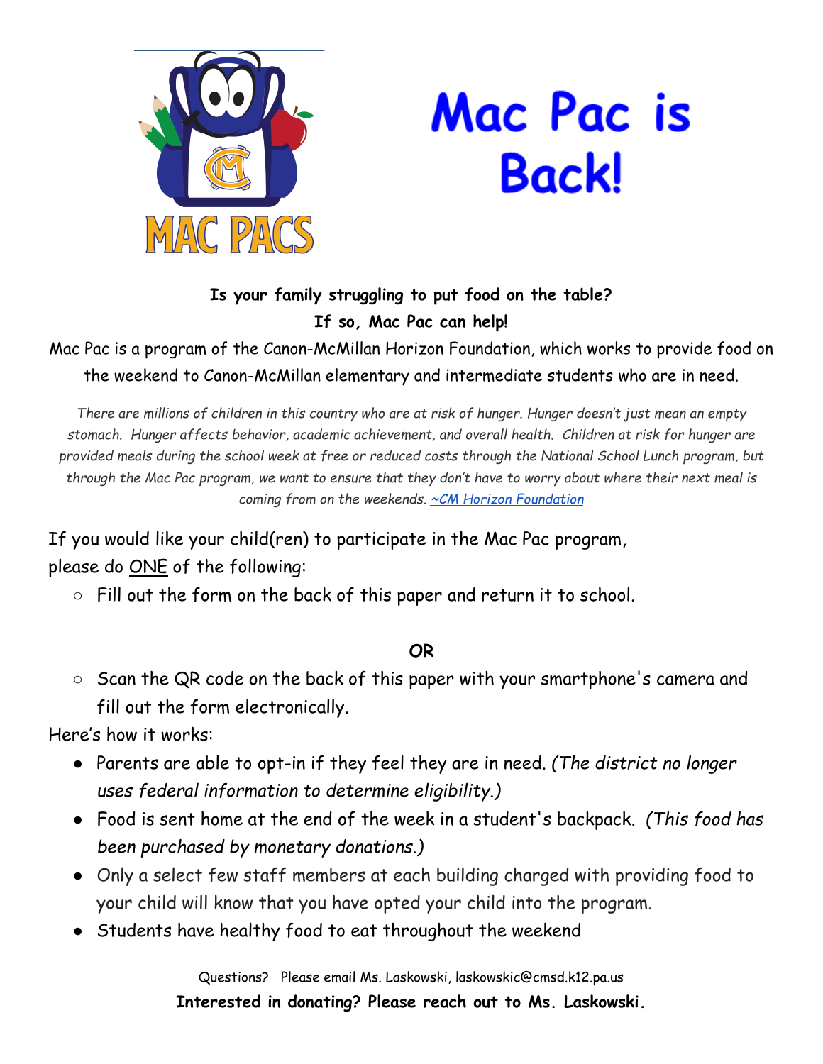MAC PACS

# Mac Pac is Back!

**Is your family struggling to put food on the table?**
**If so, Mac Pac can help!**

Mac Pac is a program of the Canon-McMillan Horizon Foundation, which works to provide food on the weekend to Canon-McMillan elementary and intermediate students who are in need.

*There are millions of children in this country who are at risk of hunger. Hunger doesn't just mean an empty stomach. Hunger affects behavior, academic achievement, and overall health. Children at risk for hunger are provided meals during the school week at free or reduced costs through the National School Lunch program, but through the Mac Pac program, we want to ensure that they don't have to worry about where their next meal is coming from on the weekends. ~CM Horizon Foundation*

If you would like your child(ren) to participate in the Mac Pac program, please do ONE of the following:

- Fill out the form on the back of this paper and return it to school.

**OR**

- Scan the QR code on the back of this paper with your smartphone's camera and fill out the form electronically.

Here's how it works:

- Parents are able to opt-in if they feel they are in need. *(The district no longer uses federal information to determine eligibility.)*
- Food is sent home at the end of the week in a student's backpack. *(This food has been purchased by monetary donations.)*
- Only a select few staff members at each building charged with providing food to your child will know that you have opted your child into the program.
- Students have healthy food to eat throughout the weekend

Questions? Please email Ms. Laskowski, laskowskic@cmsd.k12.pa.us

**Interested in donating? Please reach out to Ms. Laskowski.**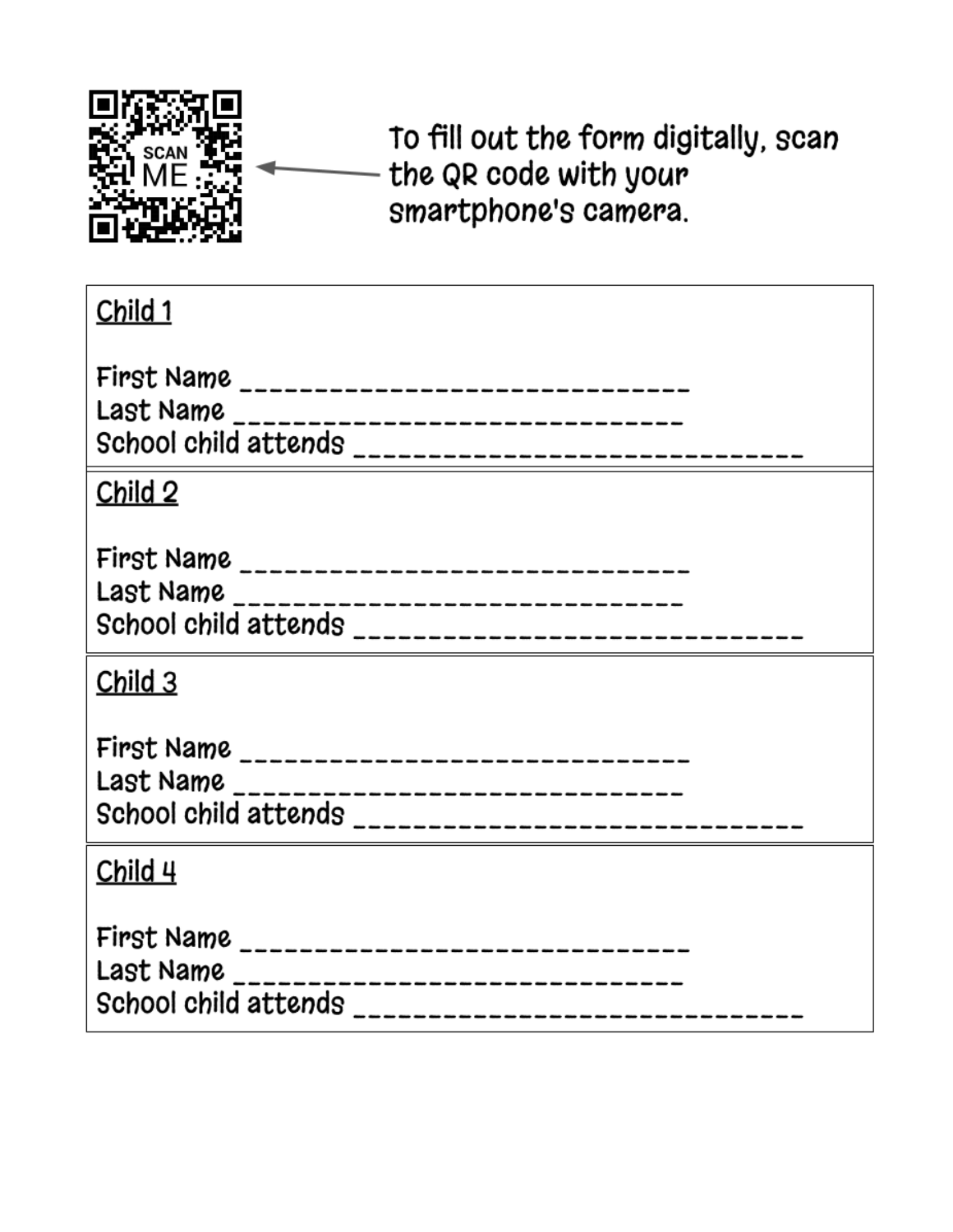SCAN ME

To fill out the form digitally, scan the QR code with your smartphone's camera.

Child 1

First Name ______________________________
Last Name ______________________________
School child attends ______________________________

Child 2

First Name ______________________________
Last Name ______________________________
School child attends ______________________________

Child 3

First Name ______________________________
Last Name ______________________________
School child attends ______________________________

Child 4

First Name ______________________________
Last Name ______________________________
School child attends ______________________________